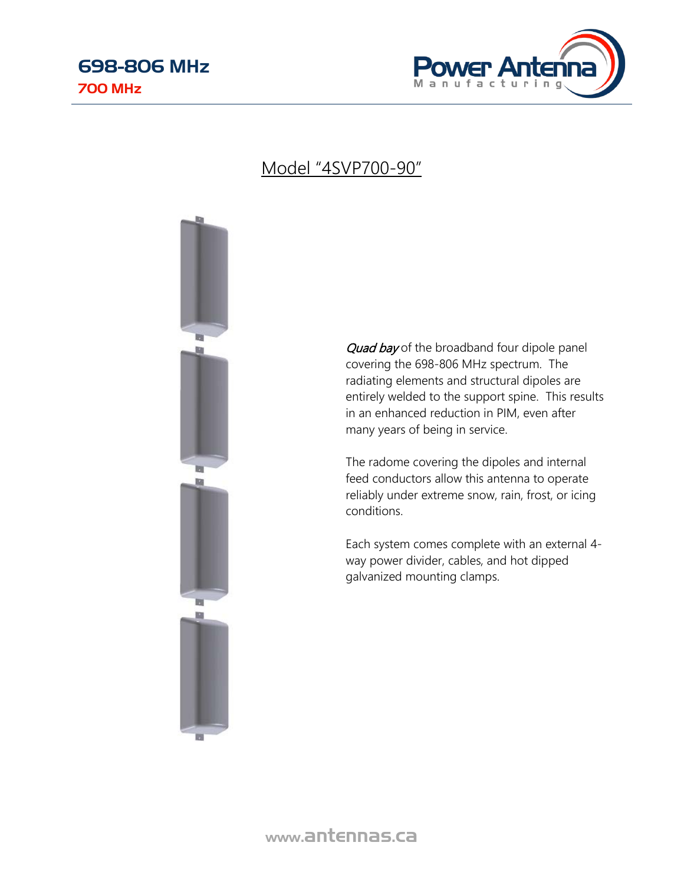# 698-806 MHz

## 700 MHz

Power Antenna Manufacturing

## Model "4SVP700-90"

*Quad bay* of the broadband four dipole panel covering the 698-806 MHz spectrum. The radiating elements and structural dipoles are entirely welded to the support spine. This results in an enhanced reduction in PIM, even after many years of being in service.

The radome covering the dipoles and internal feed conductors allow this antenna to operate reliably under extreme snow, rain, frost, or icing conditions.

Each system comes complete with an external 4-way power divider, cables, and hot dipped galvanized mounting clamps.

www.antennas.ca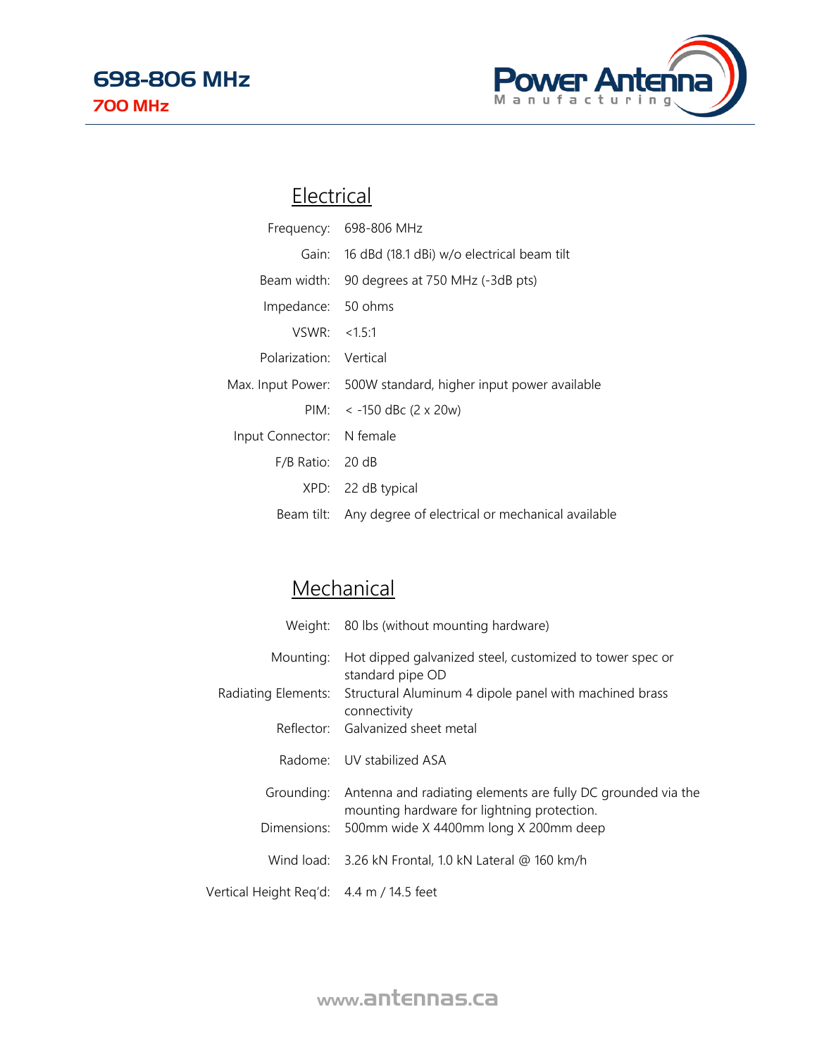# 698-806 MHz

## 700 MHz

## Electrical

| | |
|---|---|
| Frequency: | 698-806 MHz |
| Gain: | 16 dBd (18.1 dBi) w/o electrical beam tilt |
| Beam width: | 90 degrees at 750 MHz (-3dB pts) |
| Impedance: | 50 ohms |
| VSWR: | <1.5:1 |
| Polarization: | Vertical |
| Max. Input Power: | 500W standard, higher input power available |
| PIM: | < -150 dBc (2 x 20w) |
| Input Connector: | N female |
| F/B Ratio: | 20 dB |
| XPD: | 22 dB typical |
| Beam tilt: | Any degree of electrical or mechanical available |

## Mechanical

| | |
|---|---|
| Weight: | 80 lbs (without mounting hardware) |
| Mounting: | Hot dipped galvanized steel, customized to tower spec or standard pipe OD |
| Radiating Elements: | Structural Aluminum 4 dipole panel with machined brass connectivity |
| Reflector: | Galvanized sheet metal |
| Radome: | UV stabilized ASA |
| Grounding: | Antenna and radiating elements are fully DC grounded via the mounting hardware for lightning protection. |
| Dimensions: | 500mm wide X 4400mm long X 200mm deep |
| Wind load: | 3.26 kN Frontal, 1.0 kN Lateral @ 160 km/h |
| Vertical Height Req'd: | 4.4 m / 14.5 feet |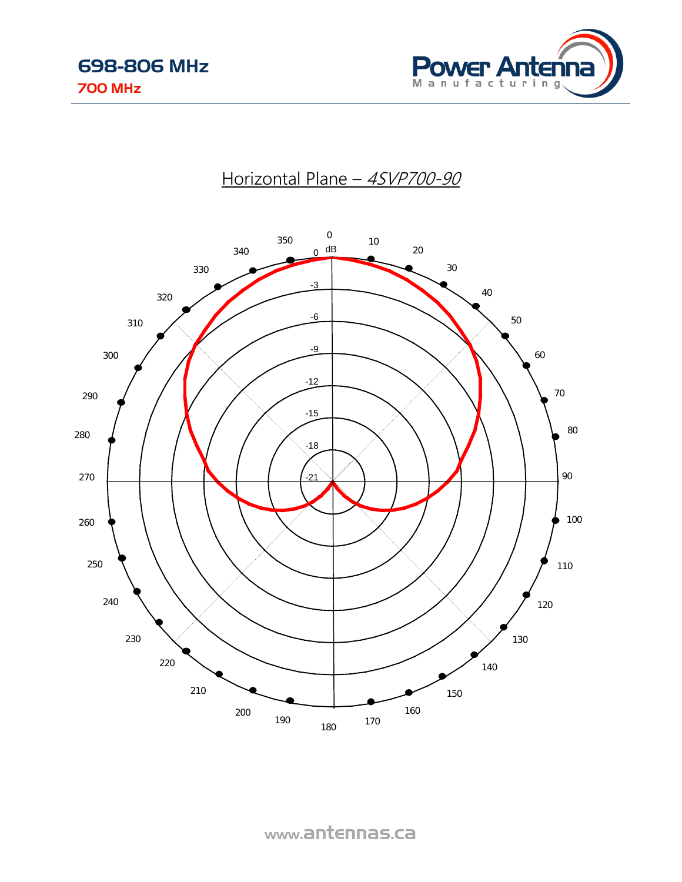# 698-806 MHz

## 700 MHz

### Horizontal Plane – *4SVP700-90*

0 dB

0, 10, 20, 30, 40, 50, 60, 70, 80, 90, 100, 110, 120, 130, 140, 150, 160, 170, 180, 190, 200, 210, 220, 230, 240, 250, 260, 270, 280, 290, 300, 310, 320, 330, 340, 350

0, -3, -6, -9, -12, -15, -18, -21

www.antennas.ca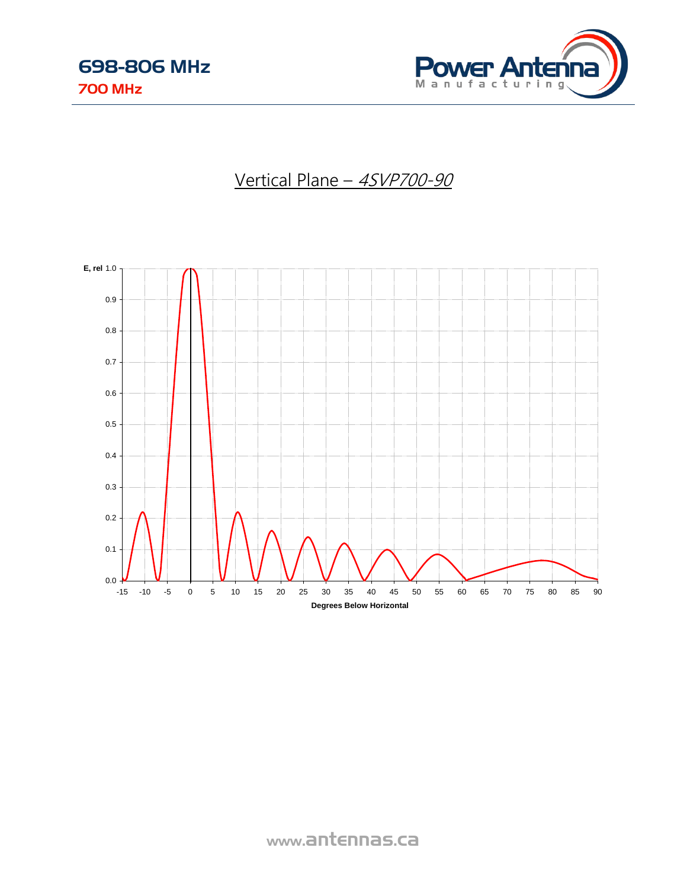698-806 MHz

700 MHz

## Vertical Plane – *4SVP700-90*

E, rel 1.0
0.9
0.8
0.7
0.6
0.5
0.4
0.3
0.2
0.1
0.0

-15 -10 -5 0 5 10 15 20 25 30 35 40 45 50 55 60 65 70 75 80 85 90

Degrees Below Horizontal